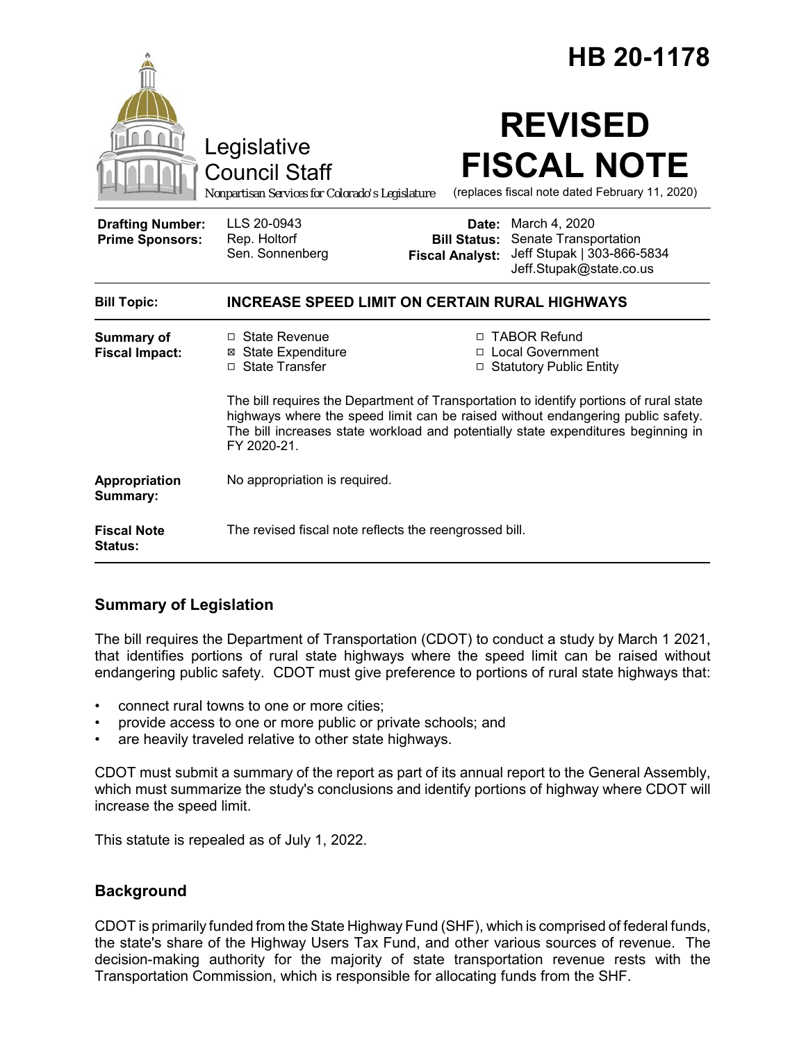# HB 20-1178

Legislative Council Staff

*Nonpartisan Services for Colorado's Legislature*

# REVISED FISCAL NOTE

(replaces fiscal note dated February 11, 2020)

| | | | |
|---|---|---|---|
| **Drafting Number:** | LLS 20-0943 | **Date:** | March 4, 2020 |
| **Prime Sponsors:** | Rep. Holtorf<br>Sen. Sonnenberg | **Bill Status:** | Senate Transportation |
| | | **Fiscal Analyst:** | Jeff Stupak \| 303-866-5834<br>Jeff.Stupak@state.co.us |

| | |
|---|---|
| **Bill Topic:** | **INCREASE SPEED LIMIT ON CERTAIN RURAL HIGHWAYS** |
| **Summary of Fiscal Impact:** | ☐ State Revenue ☒ State Expenditure ☐ State Transfer ☐ TABOR Refund ☐ Local Government ☐ Statutory Public Entity<br><br>The bill requires the Department of Transportation to identify portions of rural state highways where the speed limit can be raised without endangering public safety. The bill increases state workload and potentially state expenditures beginning in FY 2020-21. |
| **Appropriation Summary:** | No appropriation is required. |
| **Fiscal Note Status:** | The revised fiscal note reflects the reengrossed bill. |

## Summary of Legislation

The bill requires the Department of Transportation (CDOT) to conduct a study by March 1 2021, that identifies portions of rural state highways where the speed limit can be raised without endangering public safety. CDOT must give preference to portions of rural state highways that:

- connect rural towns to one or more cities;
- provide access to one or more public or private schools; and
- are heavily traveled relative to other state highways.

CDOT must submit a summary of the report as part of its annual report to the General Assembly, which must summarize the study's conclusions and identify portions of highway where CDOT will increase the speed limit.

This statute is repealed as of July 1, 2022.

## Background

CDOT is primarily funded from the State Highway Fund (SHF), which is comprised of federal funds, the state's share of the Highway Users Tax Fund, and other various sources of revenue. The decision-making authority for the majority of state transportation revenue rests with the Transportation Commission, which is responsible for allocating funds from the SHF.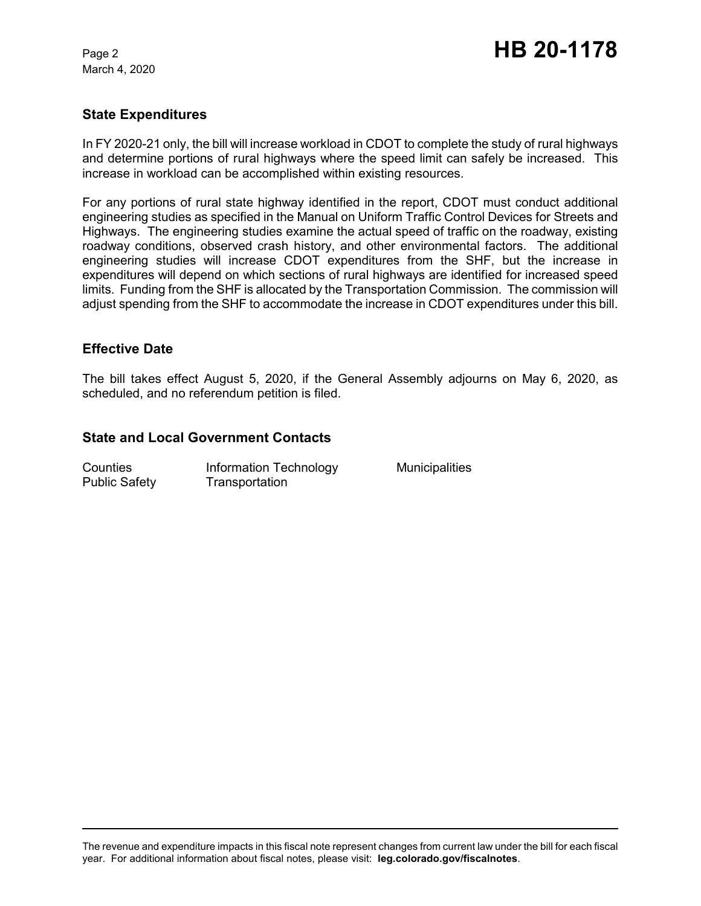## State Expenditures

In FY 2020-21 only, the bill will increase workload in CDOT to complete the study of rural highways and determine portions of rural highways where the speed limit can safely be increased. This increase in workload can be accomplished within existing resources.

For any portions of rural state highway identified in the report, CDOT must conduct additional engineering studies as specified in the Manual on Uniform Traffic Control Devices for Streets and Highways. The engineering studies examine the actual speed of traffic on the roadway, existing roadway conditions, observed crash history, and other environmental factors. The additional engineering studies will increase CDOT expenditures from the SHF, but the increase in expenditures will depend on which sections of rural highways are identified for increased speed limits. Funding from the SHF is allocated by the Transportation Commission. The commission will adjust spending from the SHF to accommodate the increase in CDOT expenditures under this bill.

## Effective Date

The bill takes effect August 5, 2020, if the General Assembly adjourns on May 6, 2020, as scheduled, and no referendum petition is filed.

## State and Local Government Contacts

| | | |
|---|---|---|
| Counties | Information Technology | Municipalities |
| Public Safety | Transportation | |

The revenue and expenditure impacts in this fiscal note represent changes from current law under the bill for each fiscal year. For additional information about fiscal notes, please visit: **leg.colorado.gov/fiscalnotes**.